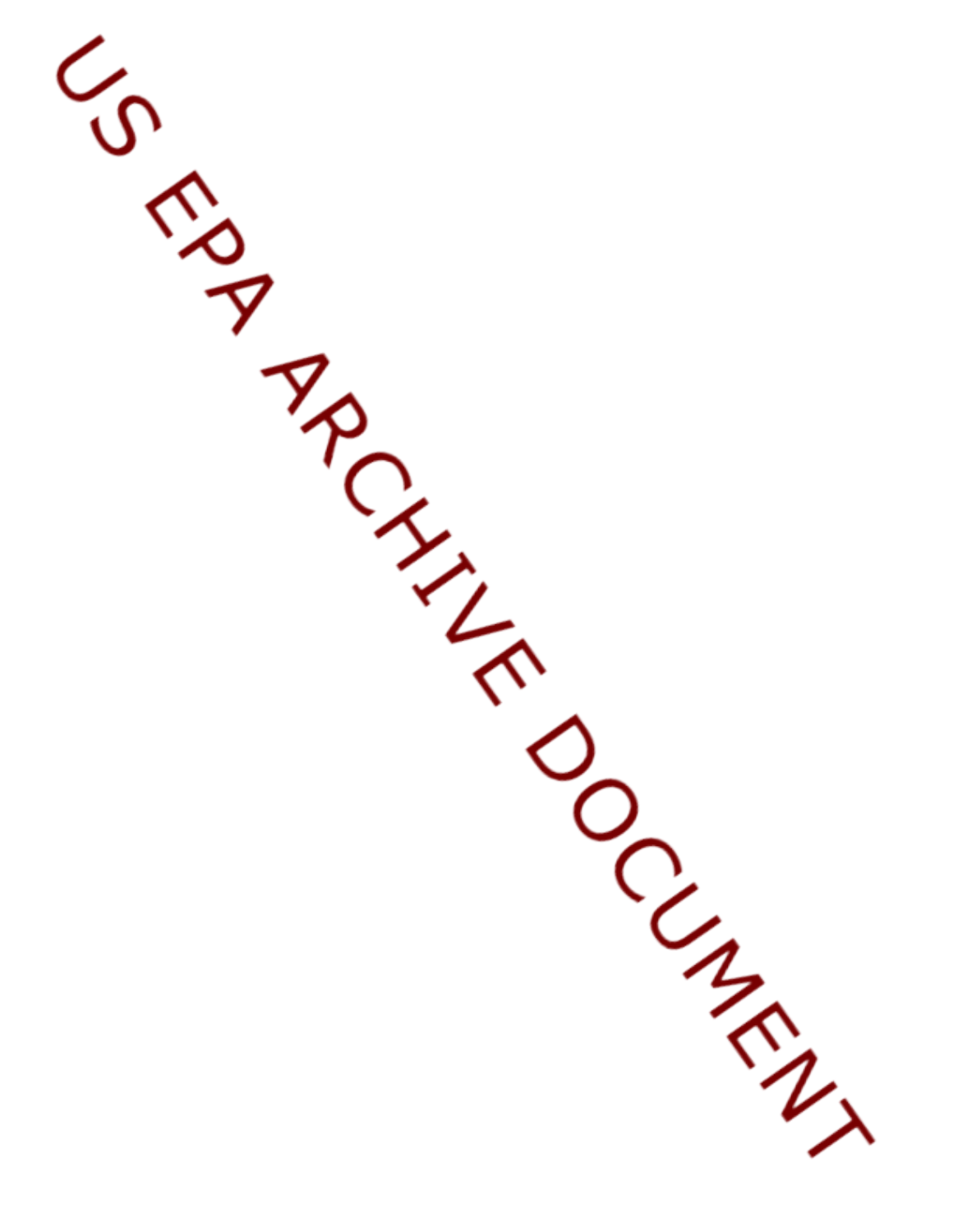US EPA ARCHIVE DOCUMENT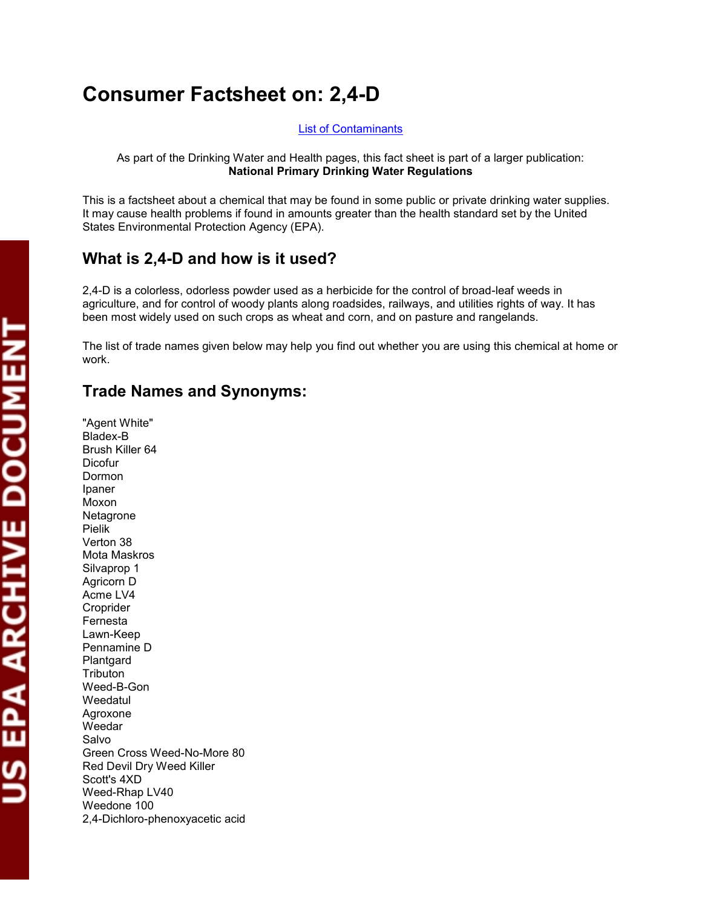# Consumer Factsheet on: 2,4-D

List of Contaminants

As part of the Drinking Water and Health pages, this fact sheet is part of a larger publication:
**National Primary Drinking Water Regulations**

This is a factsheet about a chemical that may be found in some public or private drinking water supplies. It may cause health problems if found in amounts greater than the health standard set by the United States Environmental Protection Agency (EPA).

## What is 2,4-D and how is it used?

2,4-D is a colorless, odorless powder used as a herbicide for the control of broad-leaf weeds in agriculture, and for control of woody plants along roadsides, railways, and utilities rights of way. It has been most widely used on such crops as wheat and corn, and on pasture and rangelands.

The list of trade names given below may help you find out whether you are using this chemical at home or work.

## Trade Names and Synonyms:

"Agent White"
Bladex-B
Brush Killer 64
Dicofur
Dormon
Ipaner
Moxon
Netagrone
Pielik
Verton 38
Mota Maskros
Silvaprop 1
Agricorn D
Acme LV4
Croprider
Fernesta
Lawn-Keep
Pennamine D
Plantgard
Tributon
Weed-B-Gon
Weedatul
Agroxone
Weedar
Salvo
Green Cross Weed-No-More 80
Red Devil Dry Weed Killer
Scott's 4XD
Weed-Rhap LV40
Weedone 100
2,4-Dichloro-phenoxyacetic acid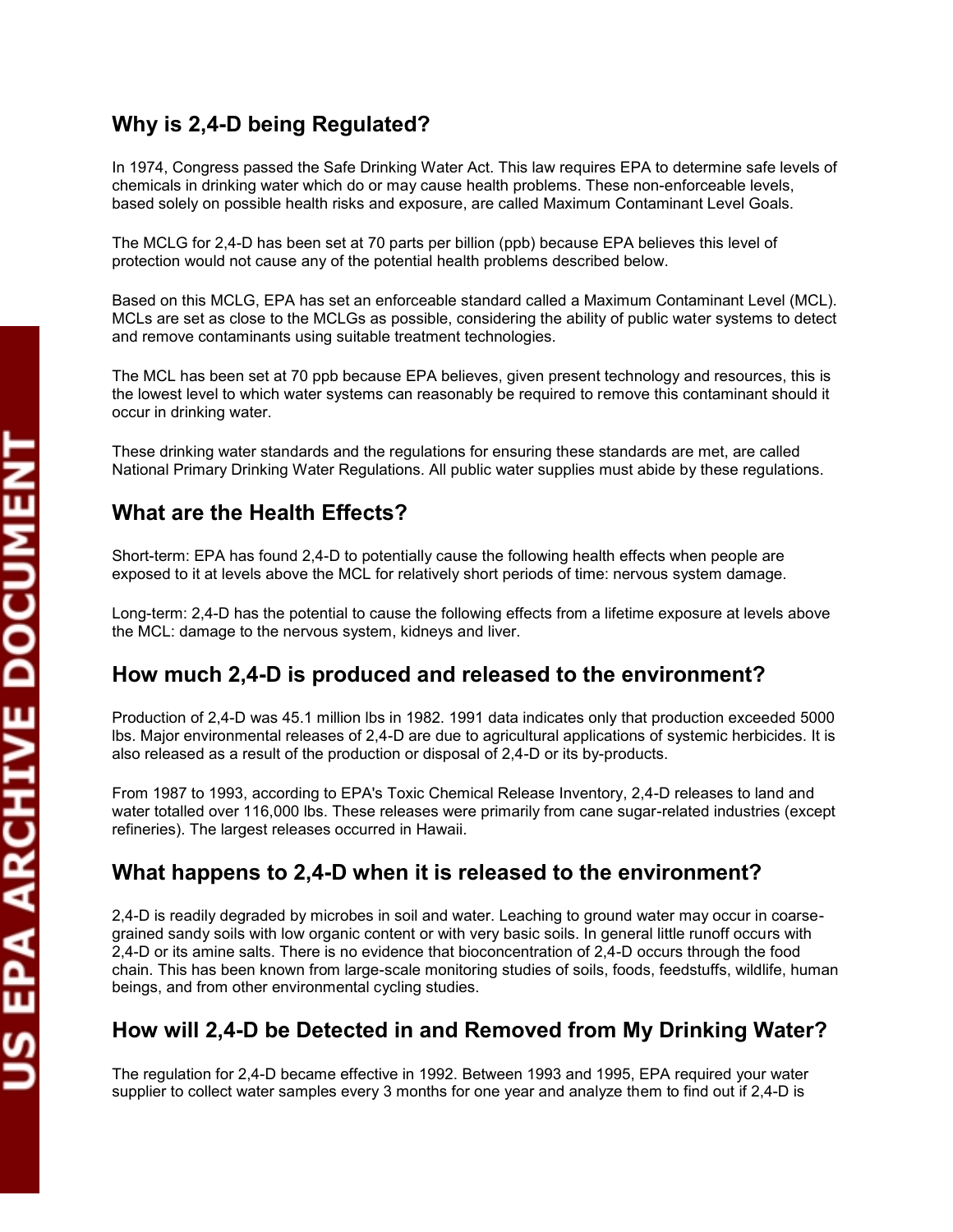## Why is 2,4-D being Regulated?

In 1974, Congress passed the Safe Drinking Water Act. This law requires EPA to determine safe levels of chemicals in drinking water which do or may cause health problems. These non-enforceable levels, based solely on possible health risks and exposure, are called Maximum Contaminant Level Goals.

The MCLG for 2,4-D has been set at 70 parts per billion (ppb) because EPA believes this level of protection would not cause any of the potential health problems described below.

Based on this MCLG, EPA has set an enforceable standard called a Maximum Contaminant Level (MCL). MCLs are set as close to the MCLGs as possible, considering the ability of public water systems to detect and remove contaminants using suitable treatment technologies.

The MCL has been set at 70 ppb because EPA believes, given present technology and resources, this is the lowest level to which water systems can reasonably be required to remove this contaminant should it occur in drinking water.

These drinking water standards and the regulations for ensuring these standards are met, are called National Primary Drinking Water Regulations. All public water supplies must abide by these regulations.

## What are the Health Effects?

Short-term: EPA has found 2,4-D to potentially cause the following health effects when people are exposed to it at levels above the MCL for relatively short periods of time: nervous system damage.

Long-term: 2,4-D has the potential to cause the following effects from a lifetime exposure at levels above the MCL: damage to the nervous system, kidneys and liver.

## How much 2,4-D is produced and released to the environment?

Production of 2,4-D was 45.1 million lbs in 1982. 1991 data indicates only that production exceeded 5000 lbs. Major environmental releases of 2,4-D are due to agricultural applications of systemic herbicides. It is also released as a result of the production or disposal of 2,4-D or its by-products.

From 1987 to 1993, according to EPA's Toxic Chemical Release Inventory, 2,4-D releases to land and water totalled over 116,000 lbs. These releases were primarily from cane sugar-related industries (except refineries). The largest releases occurred in Hawaii.

## What happens to 2,4-D when it is released to the environment?

2,4-D is readily degraded by microbes in soil and water. Leaching to ground water may occur in coarse-grained sandy soils with low organic content or with very basic soils. In general little runoff occurs with 2,4-D or its amine salts. There is no evidence that bioconcentration of 2,4-D occurs through the food chain. This has been known from large-scale monitoring studies of soils, foods, feedstuffs, wildlife, human beings, and from other environmental cycling studies.

## How will 2,4-D be Detected in and Removed from My Drinking Water?

The regulation for 2,4-D became effective in 1992. Between 1993 and 1995, EPA required your water supplier to collect water samples every 3 months for one year and analyze them to find out if 2,4-D is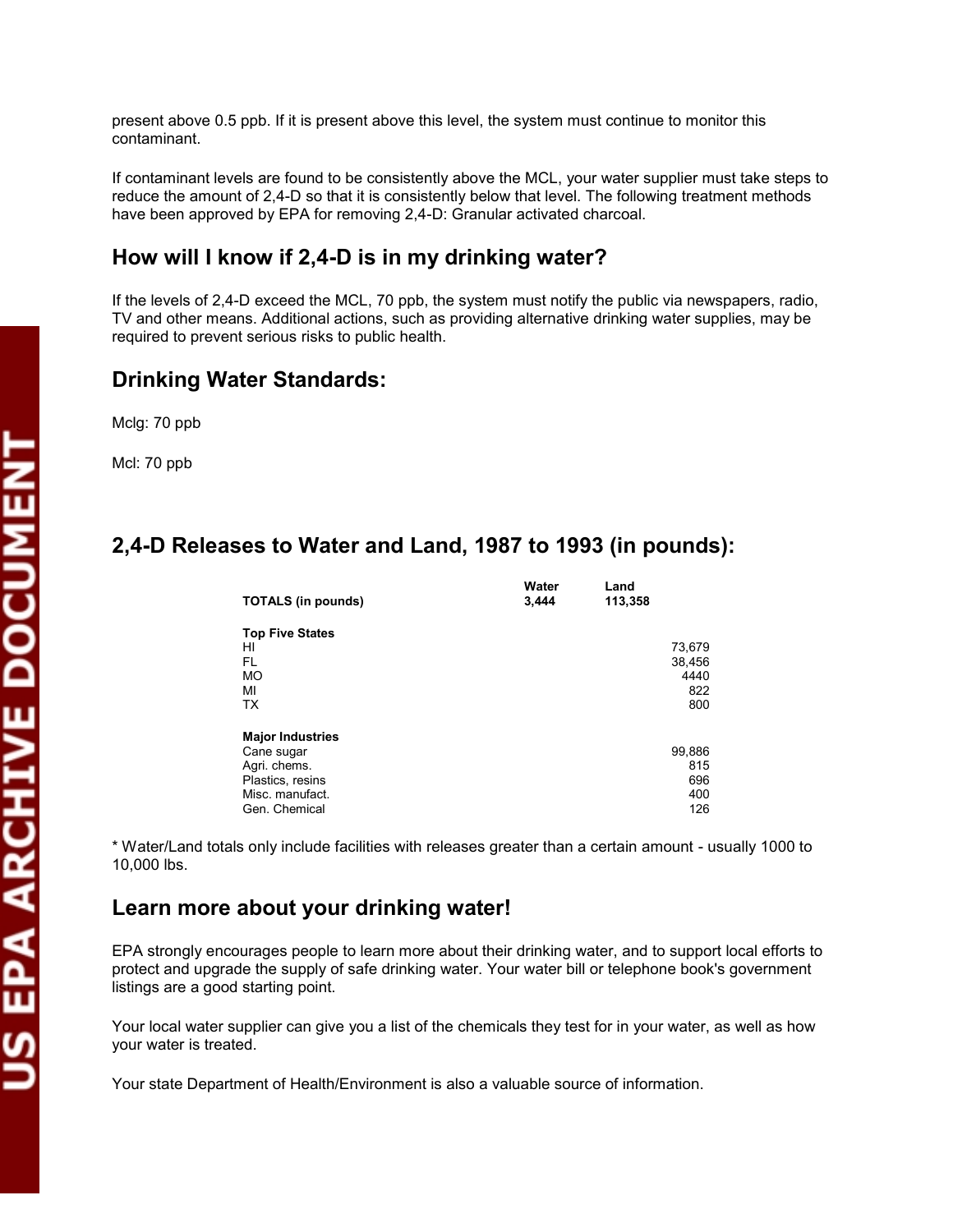present above 0.5 ppb. If it is present above this level, the system must continue to monitor this contaminant.

If contaminant levels are found to be consistently above the MCL, your water supplier must take steps to reduce the amount of 2,4-D so that it is consistently below that level. The following treatment methods have been approved by EPA for removing 2,4-D: Granular activated charcoal.

## How will I know if 2,4-D is in my drinking water?

If the levels of 2,4-D exceed the MCL, 70 ppb, the system must notify the public via newspapers, radio, TV and other means. Additional actions, such as providing alternative drinking water supplies, may be required to prevent serious risks to public health.

## Drinking Water Standards:

Mclg: 70 ppb

Mcl: 70 ppb

## 2,4-D Releases to Water and Land, 1987 to 1993 (in pounds):

| | Water | Land |
|---|---|---|
| **TOTALS (in pounds)** | **3,444** | **113,358** |
| **Top Five States** | | |
| HI | | 73,679 |
| FL | | 38,456 |
| MO | | 4440 |
| MI | | 822 |
| TX | | 800 |
| **Major Industries** | | |
| Cane sugar | | 99,886 |
| Agri. chems. | | 815 |
| Plastics, resins | | 696 |
| Misc. manufact. | | 400 |
| Gen. Chemical | | 126 |

* Water/Land totals only include facilities with releases greater than a certain amount - usually 1000 to 10,000 lbs.

## Learn more about your drinking water!

EPA strongly encourages people to learn more about their drinking water, and to support local efforts to protect and upgrade the supply of safe drinking water. Your water bill or telephone book's government listings are a good starting point.

Your local water supplier can give you a list of the chemicals they test for in your water, as well as how your water is treated.

Your state Department of Health/Environment is also a valuable source of information.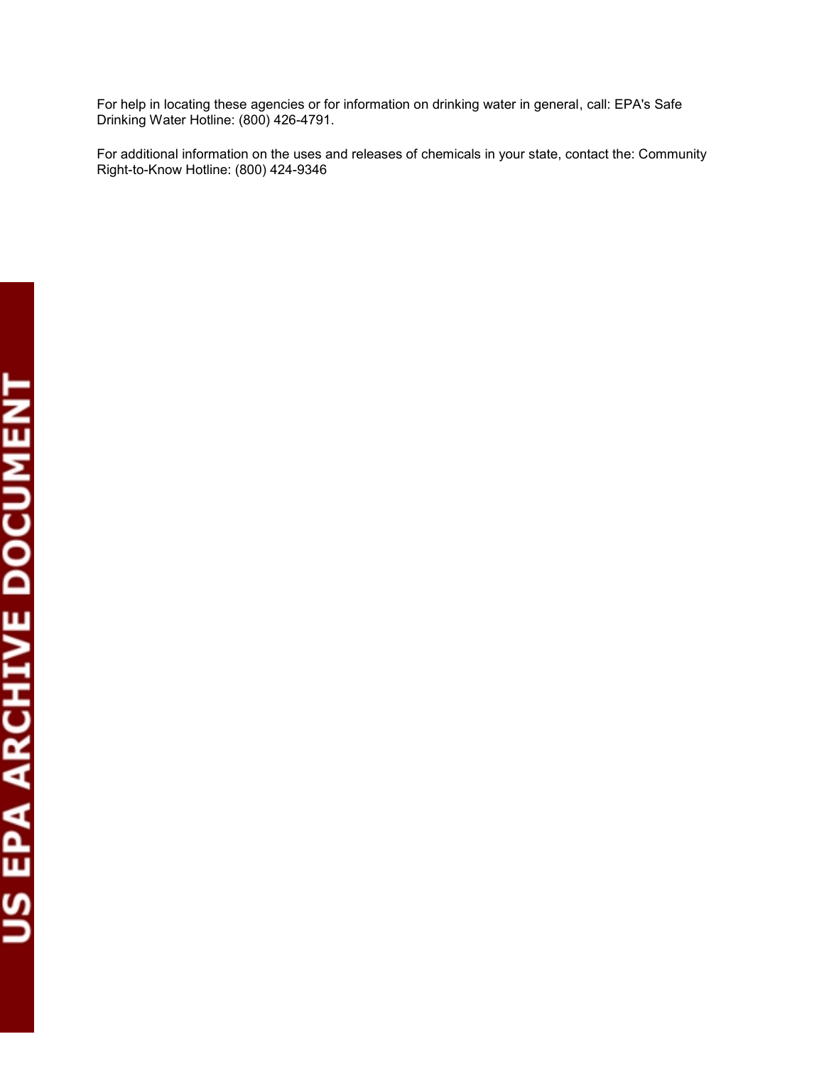For help in locating these agencies or for information on drinking water in general, call: EPA's Safe Drinking Water Hotline: (800) 426-4791.

For additional information on the uses and releases of chemicals in your state, contact the: Community Right-to-Know Hotline: (800) 424-9346